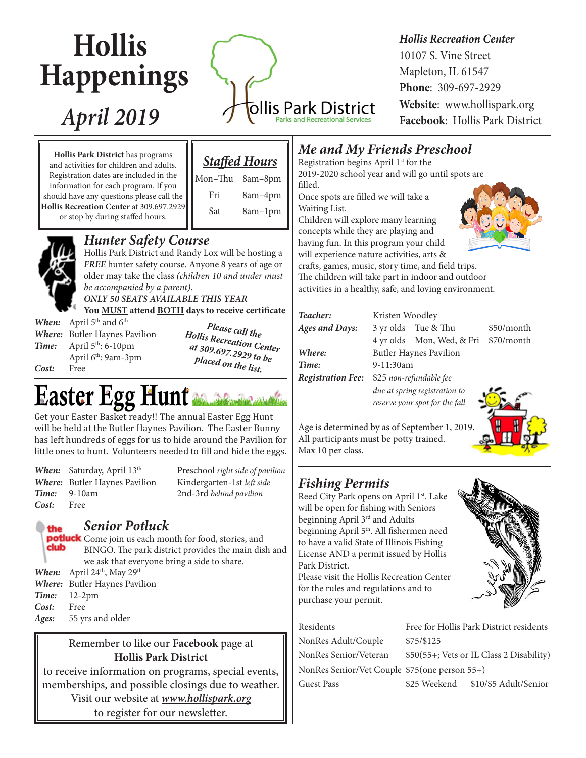# Hollis Happenings

## April 2019

Hollis Park District
Parks and Recreational Services

*Hollis Recreation Center*
10107 S. Vine Street
Mapleton, IL 61547
**Phone**: 309-697-2929
**Website**: www.hollispark.org
**Facebook**: Hollis Park District

**Hollis Park District** has programs and activities for children and adults. Registration dates are included in the information for each program. If you should have any questions please call the **Hollis Recreation Center** at 309.697.2929 or stop by during staffed hours.

### *Staffed Hours*

| | |
|---|---|
| Mon–Thu | 8am–8pm |
| Fri | 8am–4pm |
| Sat | 8am–1pm |

## *Hunter Safety Course*

Hollis Park District and Randy Lox will be hosting a *FREE* hunter safety course. Anyone 8 years of age or older may take the class *(children 10 and under must be accompanied by a parent).*

***ONLY 50 SEATS AVAILABLE THIS YEAR***

**You MUST attend BOTH days to receive certificate**

***When:*** April 5th and 6th
***Where:*** Butler Haynes Pavilion
***Time:*** April 5th: 6-10pm
April 6th: 9am-3pm
***Cost:*** Free

*Please call the Hollis Recreation Center at 309.697.2929 to be placed on the list.*

# Easter Egg Hunt

Get your Easter Basket ready!! The annual Easter Egg Hunt will be held at the Butler Haynes Pavilion. The Easter Bunny has left hundreds of eggs for us to hide around the Pavilion for little ones to hunt. Volunteers needed to fill and hide the eggs.

***When:*** Saturday, April 13th
***Where:*** Butler Haynes Pavilion
***Time:*** 9-10am
***Cost:*** Free

Preschool *right side of pavilion*
Kindergarten-1st *left side*
2nd-3rd *behind pavilion*

## *Senior Potluck*

the potluck club

Come join us each month for food, stories, and BINGO. The park district provides the main dish and we ask that everyone bring a side to share.

***When:*** April 24th, May 29th
***Where:*** Butler Haynes Pavilion
***Time:*** 12-2pm
***Cost:*** Free
***Ages:*** 55 yrs and older

Remember to like our **Facebook** page at **Hollis Park District** to receive information on programs, special events, memberships, and possible closings due to weather. Visit our website at ***www.hollispark.org*** to register for our newsletter.

## *Me and My Friends Preschool*

Registration begins April 1st for the 2019-2020 school year and will go until spots are filled.

Once spots are filled we will take a Waiting List.

Children will explore many learning concepts while they are playing and having fun. In this program your child will experience nature activities, arts & crafts, games, music, story time, and field trips. The children will take part in indoor and outdoor activities in a healthy, safe, and loving environment.

| | | | |
|---|---|---|---|
| ***Teacher:*** | Kristen Woodley | | |
| ***Ages and Days:*** | 3 yr olds | Tue & Thu | $50/month |
| | 4 yr olds | Mon, Wed, & Fri | $70/month |
| ***Where:*** | Butler Haynes Pavilion | | |
| ***Time:*** | 9-11:30am | | |
| ***Registration Fee:*** | $25 *non-refundable fee due at spring registration to reserve your spot for the fall* | | |

Age is determined by as of September 1, 2019.
All participants must be potty trained.
Max 10 per class.

## *Fishing Permits*

Reed City Park opens on April 1st. Lake will be open for fishing with Seniors beginning April 3rd and Adults beginning April 5th. All fishermen need to have a valid State of Illinois Fishing License AND a permit issued by Hollis Park District.

Please visit the Hollis Recreation Center for the rules and regulations and to purchase your permit.

| | |
|---|---|
| Residents | Free for Hollis Park District residents |
| NonRes Adult/Couple | $75/$125 |
| NonRes Senior/Veteran | $50(55+; Vets or IL Class 2 Disability) |
| NonRes Senior/Vet Couple | $75(one person 55+) |
| Guest Pass | $25 Weekend $10/$5 Adult/Senior |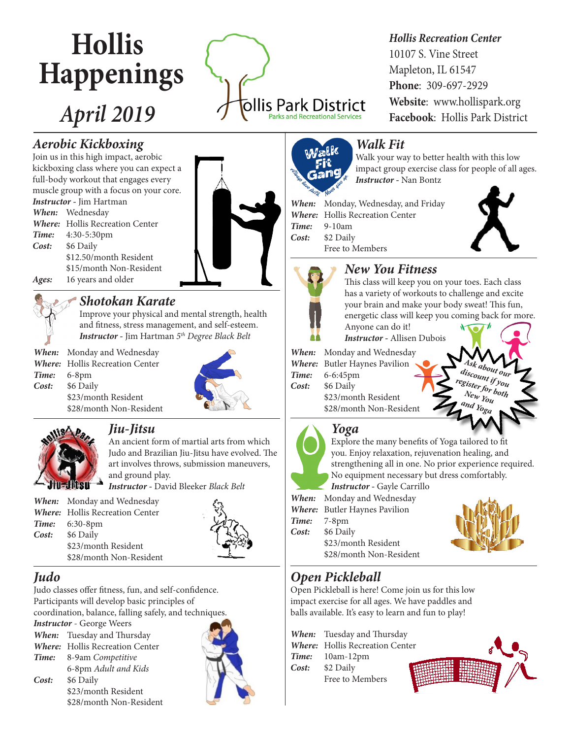# Hollis Happenings

## *April 2019*

Hollis Park District
Parks and Recreational Services

***Hollis Recreation Center***
10107 S. Vine Street
Mapleton, IL 61547
**Phone**: 309-697-2929
**Website**: www.hollispark.org
**Facebook**: Hollis Park District

## *Aerobic Kickboxing*

Join us in this high impact, aerobic kickboxing class where you can expect a full-body workout that engages every muscle group with a focus on your core.
***Instructor*** - Jim Hartman

***When:*** Wednesday
***Where:*** Hollis Recreation Center
***Time:*** 4:30-5:30pm
***Cost:*** $6 Daily
$12.50/month Resident
$15/month Non-Resident
***Ages:*** 16 years and older

## *Shotokan Karate*

Improve your physical and mental strength, health and fitness, stress management, and self-esteem.
***Instructor*** - Jim Hartman *5th Degree Black Belt*

***When:*** Monday and Wednesday
***Where:*** Hollis Recreation Center
***Time:*** 6-8pm
***Cost:*** $6 Daily
$23/month Resident
$28/month Non-Resident

## *Jiu-Jitsu*

An ancient form of martial arts from which Judo and Brazilian Jiu-Jitsu have evolved. The art involves throws, submission maneuvers, and ground play.
***Instructor*** - David Bleeker *Black Belt*

***When:*** Monday and Wednesday
***Where:*** Hollis Recreation Center
***Time:*** 6:30-8pm
***Cost:*** $6 Daily
$23/month Resident
$28/month Non-Resident

## *Judo*

Judo classes offer fitness, fun, and self-confidence. Participants will develop basic principles of coordination, balance, falling safely, and techniques.
***Instructor*** - George Weers

***When:*** Tuesday and Thursday
***Where:*** Hollis Recreation Center
***Time:*** 8-9am *Competitive*
6-8pm *Adult and Kids*
***Cost:*** $6 Daily
$23/month Resident
$28/month Non-Resident

## *Walk Fit*

Walk your way to better health with this low impact group exercise class for people of all ages.
***Instructor*** - Nan Bontz

***When:*** Monday, Wednesday, and Friday
***Where:*** Hollis Recreation Center
***Time:*** 9-10am
***Cost:*** $2 Daily
Free to Members

## *New You Fitness*

This class will keep you on your toes. Each class has a variety of workouts to challenge and excite your brain and make your body sweat! This fun, energetic class will keep you coming back for more. Anyone can do it!
***Instructor*** - Allisen Dubois

***When:*** Monday and Wednesday
***Where:*** Butler Haynes Pavilion
***Time:*** 6-6:45pm
***Cost:*** $6 Daily
$23/month Resident
$28/month Non-Resident

*Ask about our discount if you register for both New You and Yoga*

## *Yoga*

Explore the many benefits of Yoga tailored to fit you. Enjoy relaxation, rejuvenation healing, and strengthening all in one. No prior experience required. No equipment necessary but dress comfortably.
***Instructor*** - Gayle Carrillo

***When:*** Monday and Wednesday
***Where:*** Butler Haynes Pavilion
***Time:*** 7-8pm
***Cost:*** $6 Daily
$23/month Resident
$28/month Non-Resident

## *Open Pickleball*

Open Pickleball is here! Come join us for this low impact exercise for all ages. We have paddles and balls available. It's easy to learn and fun to play!

***When:*** Tuesday and Thursday
***Where:*** Hollis Recreation Center
***Time:*** 10am-12pm
***Cost:*** $2 Daily
Free to Members